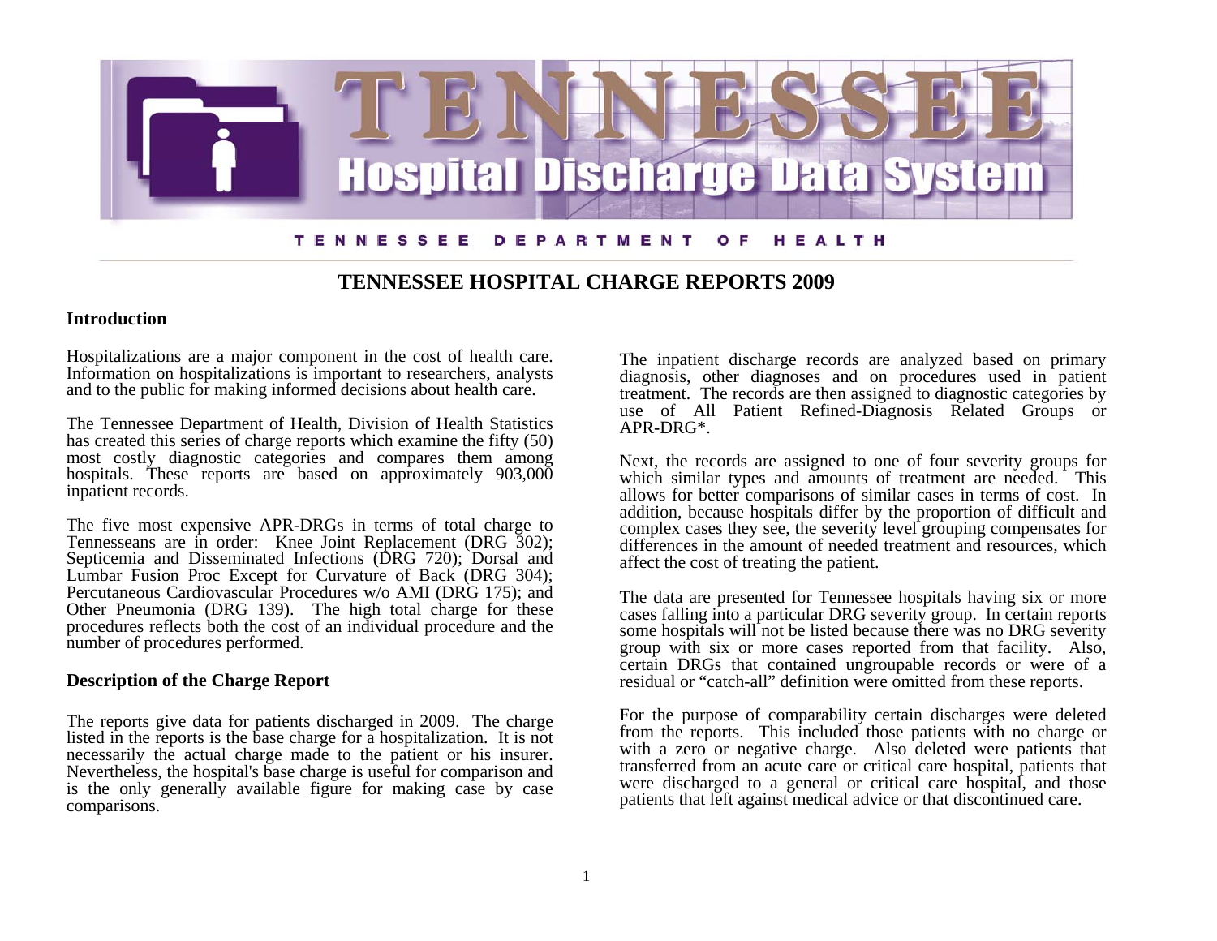# TENNESSEE Hospital Discharge Data System

TENNESSEE DEPARTMENT OF HEALTH

## TENNESSEE HOSPITAL CHARGE REPORTS 2009

### Introduction

Hospitalizations are a major component in the cost of health care. Information on hospitalizations is important to researchers, analysts and to the public for making informed decisions about health care.

The Tennessee Department of Health, Division of Health Statistics has created this series of charge reports which examine the fifty (50) most costly diagnostic categories and compares them among hospitals. These reports are based on approximately 903,000 inpatient records.

The five most expensive APR-DRGs in terms of total charge to Tennesseans are in order: Knee Joint Replacement (DRG 302); Septicemia and Disseminated Infections (DRG 720); Dorsal and Lumbar Fusion Proc Except for Curvature of Back (DRG 304); Percutaneous Cardiovascular Procedures w/o AMI (DRG 175); and Other Pneumonia (DRG 139). The high total charge for these procedures reflects both the cost of an individual procedure and the number of procedures performed.

### Description of the Charge Report

The reports give data for patients discharged in 2009. The charge listed in the reports is the base charge for a hospitalization. It is not necessarily the actual charge made to the patient or his insurer. Nevertheless, the hospital's base charge is useful for comparison and is the only generally available figure for making case by case comparisons.

The inpatient discharge records are analyzed based on primary diagnosis, other diagnoses and on procedures used in patient treatment. The records are then assigned to diagnostic categories by use of All Patient Refined-Diagnosis Related Groups or APR-DRG*.

Next, the records are assigned to one of four severity groups for which similar types and amounts of treatment are needed. This allows for better comparisons of similar cases in terms of cost. In addition, because hospitals differ by the proportion of difficult and complex cases they see, the severity level grouping compensates for differences in the amount of needed treatment and resources, which affect the cost of treating the patient.

The data are presented for Tennessee hospitals having six or more cases falling into a particular DRG severity group. In certain reports some hospitals will not be listed because there was no DRG severity group with six or more cases reported from that facility. Also, certain DRGs that contained ungroupable records or were of a residual or "catch-all" definition were omitted from these reports.

For the purpose of comparability certain discharges were deleted from the reports. This included those patients with no charge or with a zero or negative charge. Also deleted were patients that transferred from an acute care or critical care hospital, patients that were discharged to a general or critical care hospital, and those patients that left against medical advice or that discontinued care.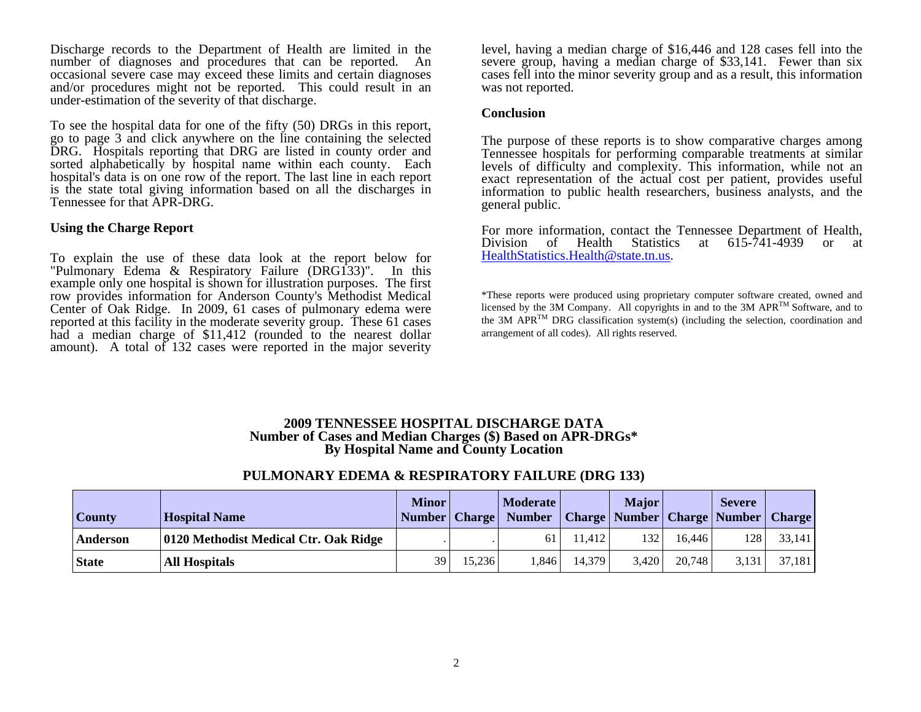Discharge records to the Department of Health are limited in the number of diagnoses and procedures that can be reported. An occasional severe case may exceed these limits and certain diagnoses and/or procedures might not be reported. This could result in an under-estimation of the severity of that discharge.

To see the hospital data for one of the fifty (50) DRGs in this report, go to page 3 and click anywhere on the line containing the selected DRG. Hospitals reporting that DRG are listed in county order and sorted alphabetically by hospital name within each county. Each hospital's data is on one row of the report. The last line in each report is the state total giving information based on all the discharges in Tennessee for that APR-DRG.

### Using the Charge Report

To explain the use of these data look at the report below for "Pulmonary Edema & Respiratory Failure (DRG133)". In this example only one hospital is shown for illustration purposes. The first row provides information for Anderson County's Methodist Medical Center of Oak Ridge. In 2009, 61 cases of pulmonary edema were reported at this facility in the moderate severity group. These 61 cases had a median charge of $11,412 (rounded to the nearest dollar amount). A total of 132 cases were reported in the major severity level, having a median charge of $16,446 and 128 cases fell into the severe group, having a median charge of $33,141. Fewer than six cases fell into the minor severity group and as a result, this information was not reported.

### Conclusion

The purpose of these reports is to show comparative charges among Tennessee hospitals for performing comparable treatments at similar levels of difficulty and complexity. This information, while not an exact representation of the actual cost per patient, provides useful information to public health researchers, business analysts, and the general public.

For more information, contact the Tennessee Department of Health, Division of Health Statistics at 615-741-4939 or at HealthStatistics.Health@state.tn.us.

*These reports were produced using proprietary computer software created, owned and licensed by the 3M Company. All copyrights in and to the 3M APR™ Software, and to the 3M APR™ DRG classification system(s) (including the selection, coordination and arrangement of all codes). All rights reserved.

**2009 TENNESSEE HOSPITAL DISCHARGE DATA**
**Number of Cases and Median Charges ($) Based on APR-DRGs***
**By Hospital Name and County Location**

**PULMONARY EDEMA & RESPIRATORY FAILURE (DRG 133)**

| County | Hospital Name | Minor Number | Charge | Moderate Number | Charge | Major Number | Charge | Severe Number | Charge |
|---|---|---|---|---|---|---|---|---|---|
| Anderson | 0120 Methodist Medical Ctr. Oak Ridge | . | . | 61 | 11,412 | 132 | 16,446 | 128 | 33,141 |
| State | All Hospitals | 39 | 15,236 | 1,846 | 14,379 | 3,420 | 20,748 | 3,131 | 37,181 |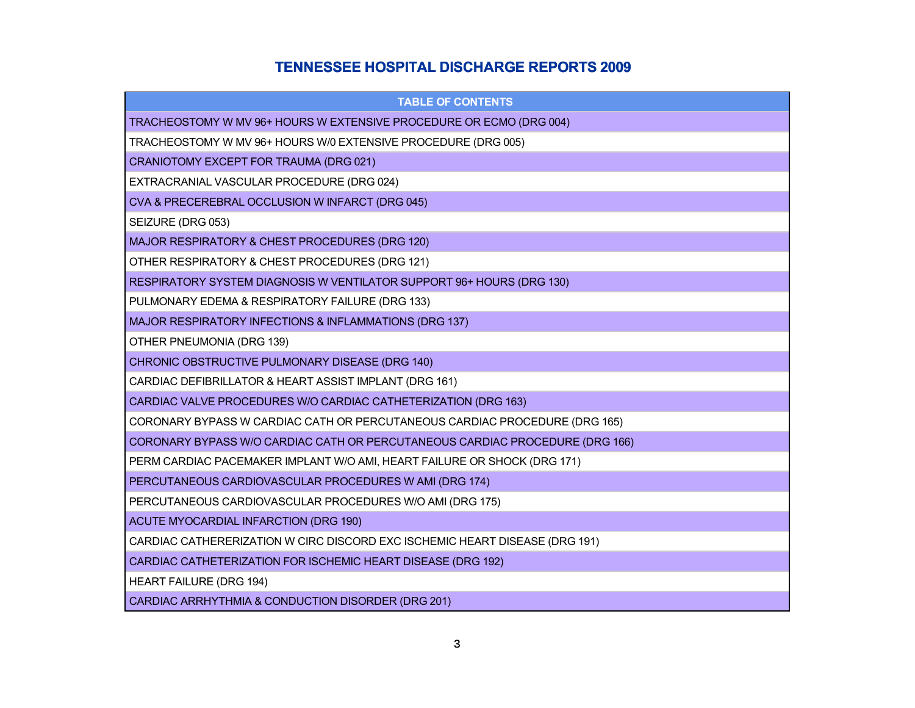# TENNESSEE HOSPITAL DISCHARGE REPORTS 2009

| TABLE OF CONTENTS |
|---|
| TRACHEOSTOMY W MV 96+ HOURS W EXTENSIVE PROCEDURE OR ECMO (DRG 004) |
| TRACHEOSTOMY W MV 96+ HOURS W/0 EXTENSIVE PROCEDURE (DRG 005) |
| CRANIOTOMY EXCEPT FOR TRAUMA (DRG 021) |
| EXTRACRANIAL VASCULAR PROCEDURE (DRG 024) |
| CVA & PRECEREBRAL OCCLUSION W INFARCT (DRG 045) |
| SEIZURE (DRG 053) |
| MAJOR RESPIRATORY & CHEST PROCEDURES (DRG 120) |
| OTHER RESPIRATORY & CHEST PROCEDURES (DRG 121) |
| RESPIRATORY SYSTEM DIAGNOSIS W VENTILATOR SUPPORT 96+ HOURS (DRG 130) |
| PULMONARY EDEMA & RESPIRATORY FAILURE (DRG 133) |
| MAJOR RESPIRATORY INFECTIONS & INFLAMMATIONS (DRG 137) |
| OTHER PNEUMONIA (DRG 139) |
| CHRONIC OBSTRUCTIVE PULMONARY DISEASE (DRG 140) |
| CARDIAC DEFIBRILLATOR & HEART ASSIST IMPLANT (DRG 161) |
| CARDIAC VALVE PROCEDURES W/O CARDIAC CATHETERIZATION (DRG 163) |
| CORONARY BYPASS W CARDIAC CATH OR PERCUTANEOUS CARDIAC PROCEDURE (DRG 165) |
| CORONARY BYPASS W/O CARDIAC CATH OR PERCUTANEOUS CARDIAC PROCEDURE (DRG 166) |
| PERM CARDIAC PACEMAKER IMPLANT W/O AMI, HEART FAILURE OR SHOCK (DRG 171) |
| PERCUTANEOUS CARDIOVASCULAR PROCEDURES W AMI (DRG 174) |
| PERCUTANEOUS CARDIOVASCULAR PROCEDURES W/O AMI (DRG 175) |
| ACUTE MYOCARDIAL INFARCTION (DRG 190) |
| CARDIAC CATHERERIZATION W CIRC DISCORD EXC ISCHEMIC HEART DISEASE (DRG 191) |
| CARDIAC CATHETERIZATION FOR ISCHEMIC HEART DISEASE (DRG 192) |
| HEART FAILURE (DRG 194) |
| CARDIAC ARRHYTHMIA & CONDUCTION DISORDER (DRG 201) |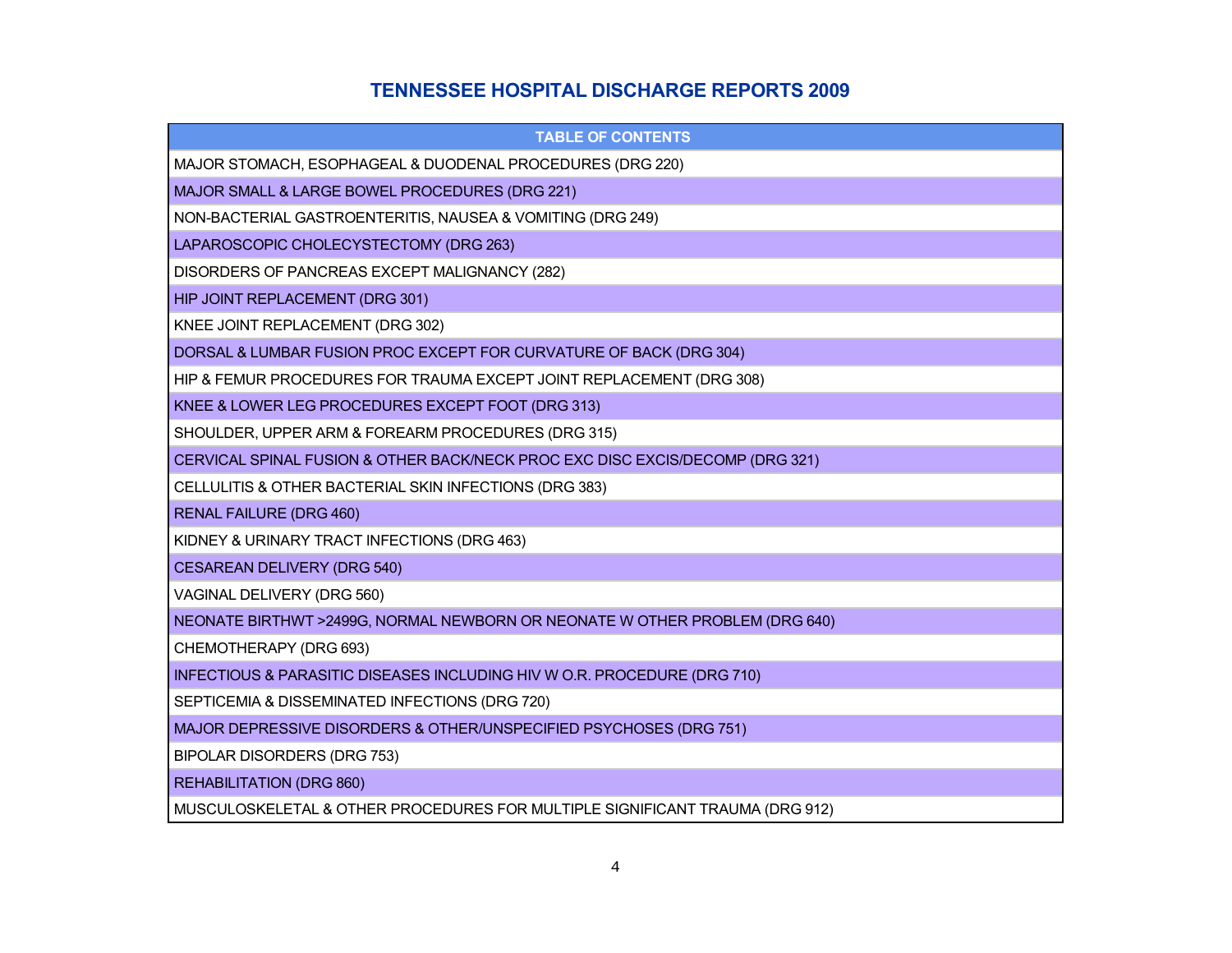# TENNESSEE HOSPITAL DISCHARGE REPORTS 2009

| TABLE OF CONTENTS |
| --- |
| MAJOR STOMACH, ESOPHAGEAL & DUODENAL PROCEDURES (DRG 220) |
| MAJOR SMALL & LARGE BOWEL PROCEDURES (DRG 221) |
| NON-BACTERIAL GASTROENTERITIS, NAUSEA & VOMITING (DRG 249) |
| LAPAROSCOPIC CHOLECYSTECTOMY (DRG 263) |
| DISORDERS OF PANCREAS EXCEPT MALIGNANCY (282) |
| HIP JOINT REPLACEMENT (DRG 301) |
| KNEE JOINT REPLACEMENT (DRG 302) |
| DORSAL & LUMBAR FUSION PROC EXCEPT FOR CURVATURE OF BACK (DRG 304) |
| HIP & FEMUR PROCEDURES FOR TRAUMA EXCEPT JOINT REPLACEMENT (DRG 308) |
| KNEE & LOWER LEG PROCEDURES EXCEPT FOOT (DRG 313) |
| SHOULDER, UPPER ARM & FOREARM PROCEDURES (DRG 315) |
| CERVICAL SPINAL FUSION & OTHER BACK/NECK PROC EXC DISC EXCIS/DECOMP (DRG 321) |
| CELLULITIS & OTHER BACTERIAL SKIN INFECTIONS (DRG 383) |
| RENAL FAILURE (DRG 460) |
| KIDNEY & URINARY TRACT INFECTIONS (DRG 463) |
| CESAREAN DELIVERY (DRG 540) |
| VAGINAL DELIVERY (DRG 560) |
| NEONATE BIRTHWT >2499G, NORMAL NEWBORN OR NEONATE W OTHER PROBLEM (DRG 640) |
| CHEMOTHERAPY (DRG 693) |
| INFECTIOUS & PARASITIC DISEASES INCLUDING HIV W O.R. PROCEDURE (DRG 710) |
| SEPTICEMIA & DISSEMINATED INFECTIONS (DRG 720) |
| MAJOR DEPRESSIVE DISORDERS & OTHER/UNSPECIFIED PSYCHOSES (DRG 751) |
| BIPOLAR DISORDERS (DRG 753) |
| REHABILITATION (DRG 860) |
| MUSCULOSKELETAL & OTHER PROCEDURES FOR MULTIPLE SIGNIFICANT TRAUMA (DRG 912) |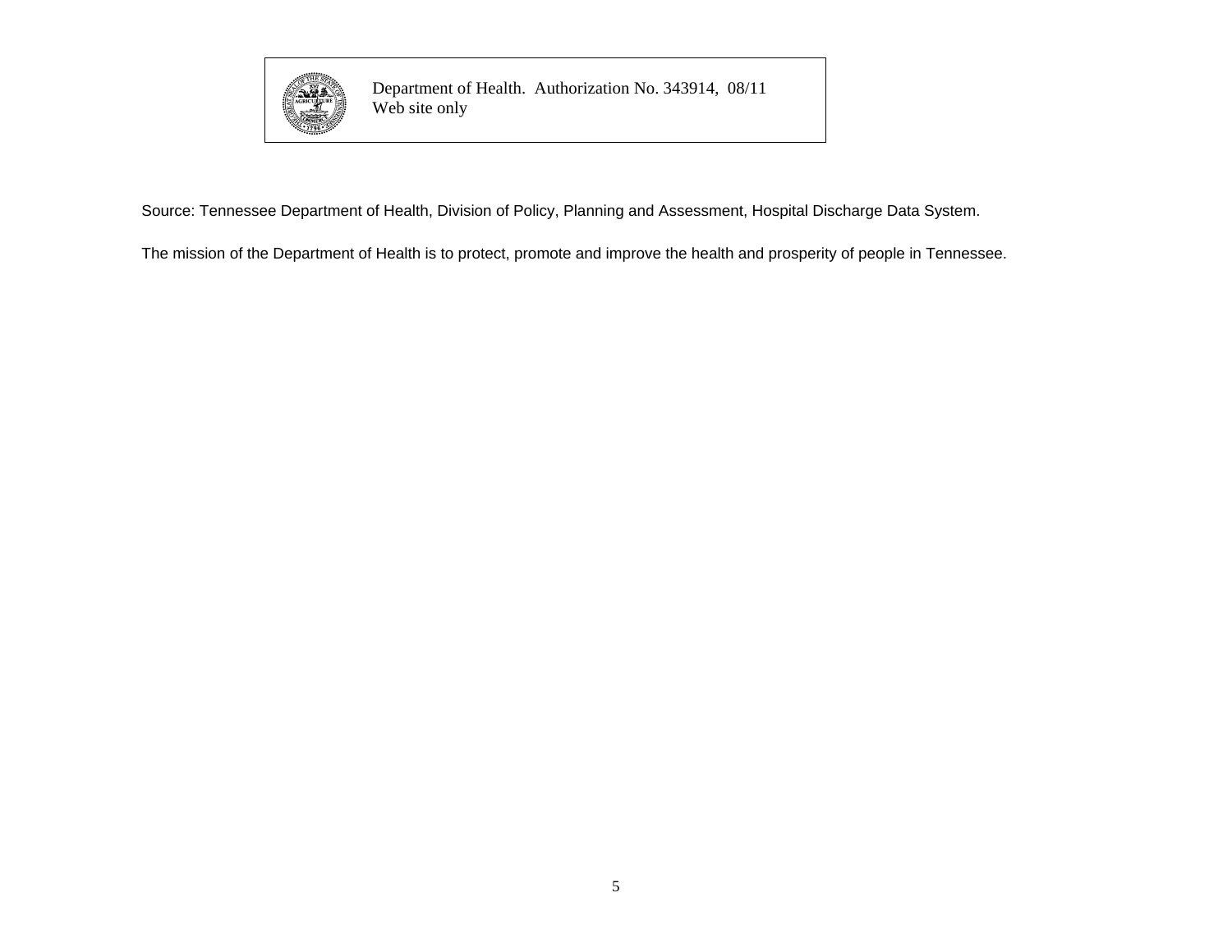Department of Health. Authorization No. 343914, 08/11
Web site only

Source: Tennessee Department of Health, Division of Policy, Planning and Assessment, Hospital Discharge Data System.

The mission of the Department of Health is to protect, promote and improve the health and prosperity of people in Tennessee.